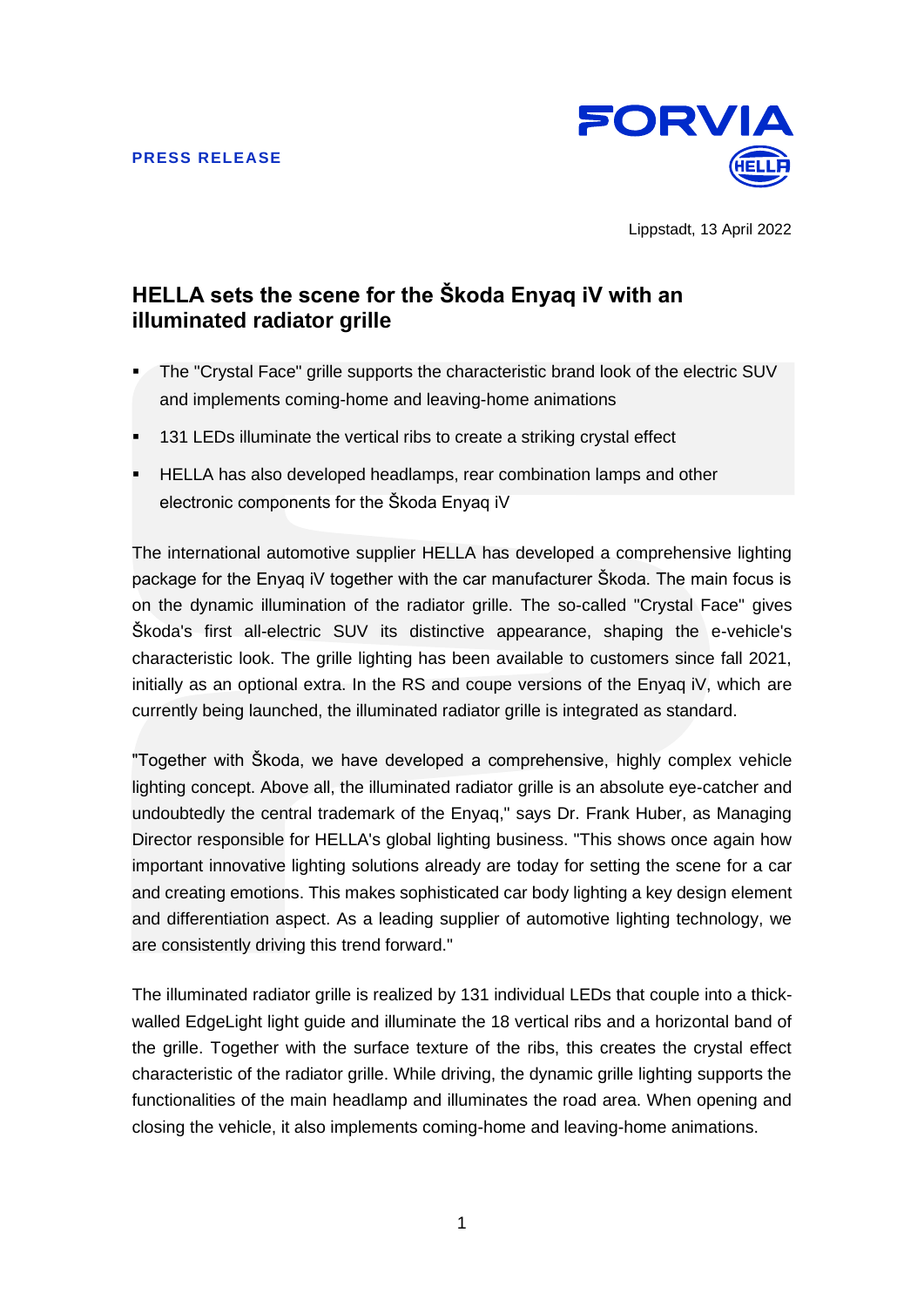**PRESS RELEASE**

Lippstadt, 13 April 2022

# HELLA sets the scene for the Škoda Enyaq iV with an illuminated radiator grille

- The "Crystal Face" grille supports the characteristic brand look of the electric SUV and implements coming-home and leaving-home animations
- 131 LEDs illuminate the vertical ribs to create a striking crystal effect
- HELLA has also developed headlamps, rear combination lamps and other electronic components for the Škoda Enyaq iV

The international automotive supplier HELLA has developed a comprehensive lighting package for the Enyaq iV together with the car manufacturer Škoda. The main focus is on the dynamic illumination of the radiator grille. The so-called "Crystal Face" gives Škoda's first all-electric SUV its distinctive appearance, shaping the e-vehicle's characteristic look. The grille lighting has been available to customers since fall 2021, initially as an optional extra. In the RS and coupe versions of the Enyaq iV, which are currently being launched, the illuminated radiator grille is integrated as standard.

"Together with Škoda, we have developed a comprehensive, highly complex vehicle lighting concept. Above all, the illuminated radiator grille is an absolute eye-catcher and undoubtedly the central trademark of the Enyaq," says Dr. Frank Huber, as Managing Director responsible for HELLA's global lighting business. "This shows once again how important innovative lighting solutions already are today for setting the scene for a car and creating emotions. This makes sophisticated car body lighting a key design element and differentiation aspect. As a leading supplier of automotive lighting technology, we are consistently driving this trend forward."

The illuminated radiator grille is realized by 131 individual LEDs that couple into a thick-walled EdgeLight light guide and illuminate the 18 vertical ribs and a horizontal band of the grille. Together with the surface texture of the ribs, this creates the crystal effect characteristic of the radiator grille. While driving, the dynamic grille lighting supports the functionalities of the main headlamp and illuminates the road area. When opening and closing the vehicle, it also implements coming-home and leaving-home animations.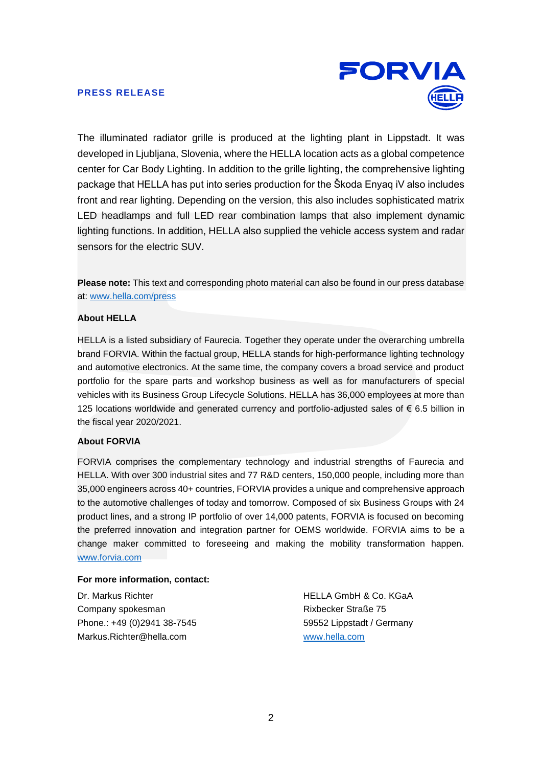The illuminated radiator grille is produced at the lighting plant in Lippstadt. It was developed in Ljubljana, Slovenia, where the HELLA location acts as a global competence center for Car Body Lighting. In addition to the grille lighting, the comprehensive lighting package that HELLA has put into series production for the Škoda Enyaq iV also includes front and rear lighting. Depending on the version, this also includes sophisticated matrix LED headlamps and full LED rear combination lamps that also implement dynamic lighting functions. In addition, HELLA also supplied the vehicle access system and radar sensors for the electric SUV.

**Please note:** This text and corresponding photo material can also be found in our press database at: www.hella.com/press

**About HELLA**

HELLA is a listed subsidiary of Faurecia. Together they operate under the overarching umbrella brand FORVIA. Within the factual group, HELLA stands for high-performance lighting technology and automotive electronics. At the same time, the company covers a broad service and product portfolio for the spare parts and workshop business as well as for manufacturers of special vehicles with its Business Group Lifecycle Solutions. HELLA has 36,000 employees at more than 125 locations worldwide and generated currency and portfolio-adjusted sales of € 6.5 billion in the fiscal year 2020/2021.

**About FORVIA**

FORVIA comprises the complementary technology and industrial strengths of Faurecia and HELLA. With over 300 industrial sites and 77 R&D centers, 150,000 people, including more than 35,000 engineers across 40+ countries, FORVIA provides a unique and comprehensive approach to the automotive challenges of today and tomorrow. Composed of six Business Groups with 24 product lines, and a strong IP portfolio of over 14,000 patents, FORVIA is focused on becoming the preferred innovation and integration partner for OEMS worldwide. FORVIA aims to be a change maker committed to foreseeing and making the mobility transformation happen. www.forvia.com

**For more information, contact:**

Dr. Markus Richter
Company spokesman
Phone.: +49 (0)2941 38-7545
Markus.Richter@hella.com

HELLA GmbH & Co. KGaA
Rixbecker Straße 75
59552 Lippstadt / Germany
www.hella.com